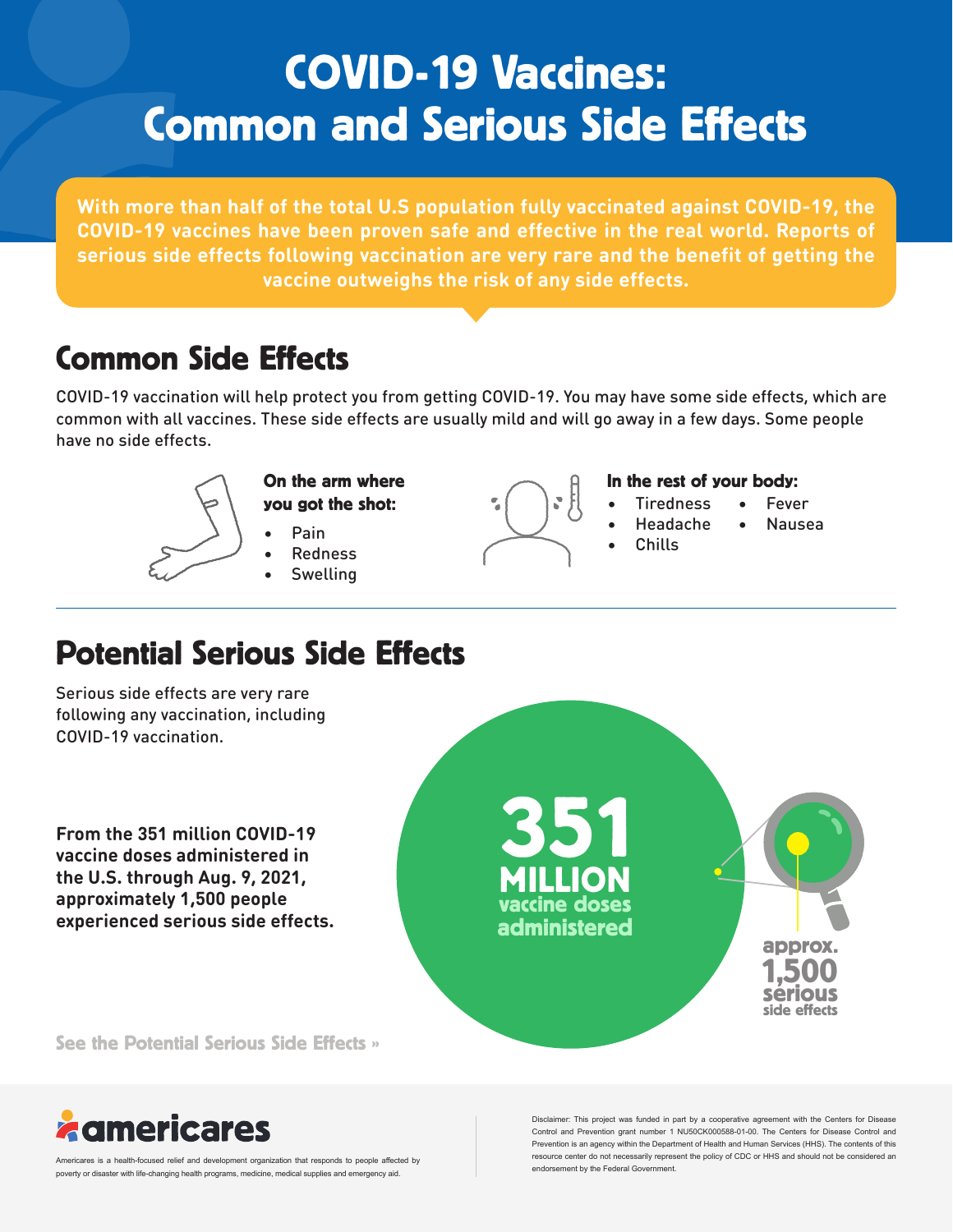# COVID-19 Vaccines: Common and Serious Side Effects

**With more than half of the total U.S population fully vaccinated against COVID-19, the COVID-19 vaccines have been proven safe and effective in the real world. Reports of serious side effects following vaccination are very rare and the benefit of getting the vaccine outweighs the risk of any side effects.**

## Common Side Effects

COVID-19 vaccination will help protect you from getting COVID-19. You may have some side effects, which are common with all vaccines. These side effects are usually mild and will go away in a few days. Some people have no side effects.

**On the arm where you got the shot:**

- Pain
- Redness
- Swelling

**In the rest of your body:**

- Tiredness
- Headache
- Chills
- Fever
- Nausea

## Potential Serious Side Effects

Serious side effects are very rare following any vaccination, including COVID-19 vaccination.

**From the 351 million COVID-19 vaccine doses administered in the U.S. through Aug. 9, 2021, approximately 1,500 people experienced serious side effects.**

**351 MILLION** vaccine doses administered

approx. **1,500** serious side effects

See the Potential Serious Side Effects »

**americares**

Americares is a health-focused relief and development organization that responds to people affected by poverty or disaster with life-changing health programs, medicine, medical supplies and emergency aid.

Disclaimer: This project was funded in part by a cooperative agreement with the Centers for Disease Control and Prevention grant number 1 NU50CK000588-01-00. The Centers for Disease Control and Prevention is an agency within the Department of Health and Human Services (HHS). The contents of this resource center do not necessarily represent the policy of CDC or HHS and should not be considered an endorsement by the Federal Government.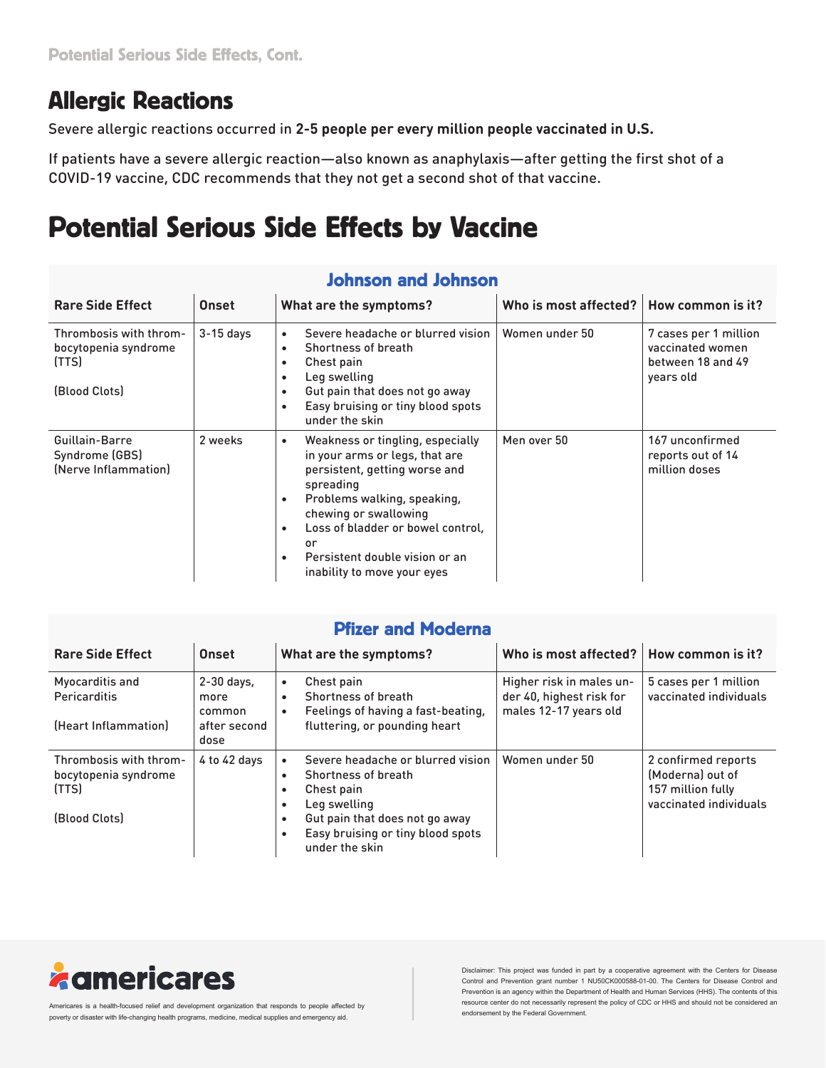## Allergic Reactions

Severe allergic reactions occurred in **2-5 people per every million people vaccinated in U.S.**

If patients have a severe allergic reaction—also known as anaphylaxis—after getting the first shot of a COVID-19 vaccine, CDC recommends that they not get a second shot of that vaccine.

# Potential Serious Side Effects by Vaccine

### Johnson and Johnson

| Rare Side Effect | Onset | What are the symptoms? | Who is most affected? | How common is it? |
|---|---|---|---|---|
| Thrombosis with thrombocytopenia syndrome (TTS)<br><br>(Blood Clots) | 3-15 days | • Severe headache or blurred vision<br>• Shortness of breath<br>• Chest pain<br>• Leg swelling<br>• Gut pain that does not go away<br>• Easy bruising or tiny blood spots under the skin | Women under 50 | 7 cases per 1 million vaccinated women between 18 and 49 years old |
| Guillain-Barre Syndrome (GBS) (Nerve Inflammation) | 2 weeks | • Weakness or tingling, especially in your arms or legs, that are persistent, getting worse and spreading<br>• Problems walking, speaking, chewing or swallowing<br>• Loss of bladder or bowel control, or<br>• Persistent double vision or an inability to move your eyes | Men over 50 | 167 unconfirmed reports out of 14 million doses |

### Pfizer and Moderna

| Rare Side Effect | Onset | What are the symptoms? | Who is most affected? | How common is it? |
|---|---|---|---|---|
| Myocarditis and Pericarditis<br><br>(Heart Inflammation) | 2-30 days, more common after second dose | • Chest pain<br>• Shortness of breath<br>• Feelings of having a fast-beating, fluttering, or pounding heart | Higher risk in males under 40, highest risk for males 12-17 years old | 5 cases per 1 million vaccinated individuals |
| Thrombosis with thrombocytopenia syndrome (TTS)<br><br>(Blood Clots) | 4 to 42 days | • Severe headache or blurred vision<br>• Shortness of breath<br>• Chest pain<br>• Leg swelling<br>• Gut pain that does not go away<br>• Easy bruising or tiny blood spots under the skin | Women under 50 | 2 confirmed reports (Moderna) out of 157 million fully vaccinated individuals |

americares

Americares is a health-focused relief and development organization that responds to people affected by poverty or disaster with life-changing health programs, medicine, medical supplies and emergency aid.

Disclaimer: This project was funded in part by a cooperative agreement with the Centers for Disease Control and Prevention grant number 1 NU50CK000588-01-00. The Centers for Disease Control and Prevention is an agency within the Department of Health and Human Services (HHS). The contents of this resource center do not necessarily represent the policy of CDC or HHS and should not be considered an endorsement by the Federal Government.